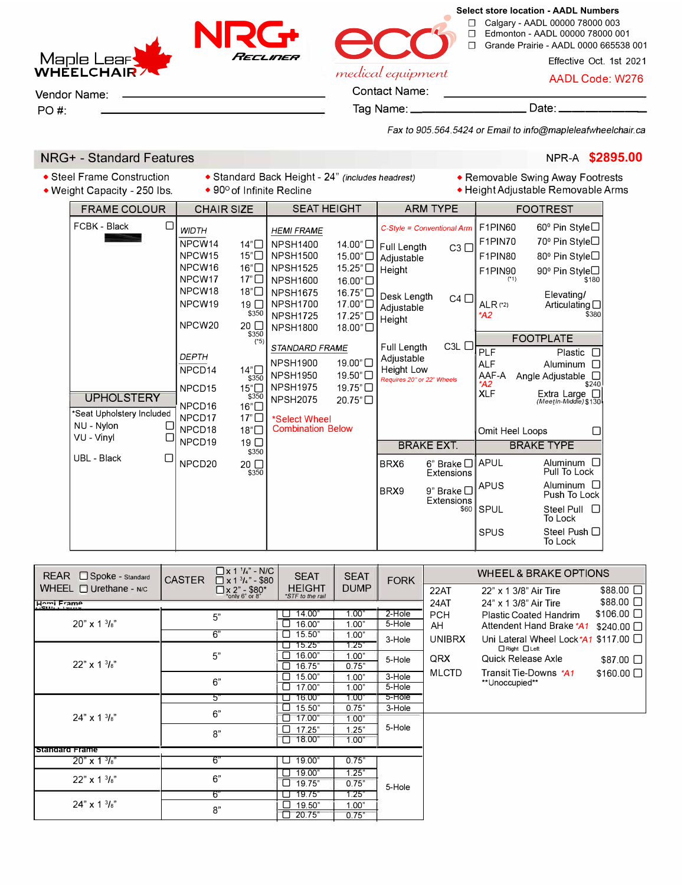Maple Leaf WHEELCHAIR

NRG+ RECLINER

eco medical equipment

Select store location - AADL Numbers

- ☐ Calgary - AADL 00000 78000 003
- ☐ Edmonton - AADL 00000 78000 001
- ☐ Grande Prairie - AADL 0000 665538 001

Effective Oct. 1st 2021

AADL Code: W276

Vendor Name: ____________________

PO #: ____________________

Contact Name: ____________________

Tag Name: ____________ Date: ____________

*Fax to 905.564.5424 or Email to info@mapleleafwheelchair.ca*

## NRG+ - Standard Features

NPR-A **$2895.00**

- Steel Frame Construction
- Weight Capacity - 250 lbs.
- Standard Back Height - 24" *(includes headrest)*
- 90° of Infinite Recline
- Removable Swing Away Footrests
- Height Adjustable Removable Arms

### FRAME COLOUR

- FCBK - Black ☐

### UPHOLSTERY

*Seat Upholstery Included

- NU - Nylon ☐
- VU - Vinyl ☐
- UBL - Black ☐

### CHAIR SIZE

*WIDTH*

| Code | Size |
|---|---|
| NPCW14 | 14" ☐ |
| NPCW15 | 15" ☐ |
| NPCW16 | 16" ☐ |
| NPCW17 | 17" ☐ |
| NPCW18 | 18" ☐ |
| NPCW19 | 19 ☐ $350 |
| NPCW20 | 20 ☐ $350 (*5) |

*DEPTH*

| Code | Size |
|---|---|
| NPCD14 | 14" ☐ $350 |
| NPCD15 | 15" ☐ $350 |
| NPCD16 | 16" ☐ |
| NPCD17 | 17" ☐ |
| NPCD18 | 18" ☐ |
| NPCD19 | 19 ☐ $350 |
| NPCD20 | 20 ☐ $350 |

### SEAT HEIGHT

*HEMI FRAME*

| Code | Height |
|---|---|
| NPSH1400 | 14.00" ☐ |
| NPSH1500 | 15.00" ☐ |
| NPSH1525 | 15.25" ☐ |
| NPSH1600 | 16.00" ☐ |
| NPSH1675 | 16.75" ☐ |
| NPSH1700 | 17.00" ☐ |
| NPSH1725 | 17.25" ☐ |
| NPSH1800 | 18.00" ☐ |

*STANDARD FRAME*

| Code | Height |
|---|---|
| NPSH1900 | 19.00" ☐ |
| NPSH1950 | 19.50" ☐ |
| NPSH1975 | 19.75" ☐ |
| NPSH2075 | 20.75" ☐ |

*Select Wheel Combination Below

### ARM TYPE

*C-Style = Conventional Arm*

- Full Length Adjustable Height — C3 ☐
- Desk Length Adjustable Height — C4 ☐
- Full Length Adjustable Height Low — C3L ☐ *Requires 20" or 22" Wheels*

### BRAKE EXT.

- BRX6 — 6" Brake Extensions ☐
- BRX9 — 9" Brake Extensions ☐ $60

### FOOTREST

| Code | Description |
|---|---|
| F1PIN60 | 60° Pin Style ☐ |
| F1PIN70 | 70° Pin Style ☐ |
| F1PIN80 | 80° Pin Style ☐ |
| F1PIN90 (*1) | 90° Pin Style ☐ $180 |
| ALR (*2) *A2 | Elevating/ Articulating ☐ $380 |

### FOOTPLATE

| Code | Description |
|---|---|
| PLF | Plastic ☐ |
| ALF | Aluminum ☐ |
| AAF-A *A2 | Angle Adjustable ☐ $240 |
| XLF | Extra Large ☐ *(Meet-In-Middle)* $130 |

Omit Heel Loops ☐

### BRAKE TYPE

| Code | Description |
|---|---|
| APUL | Aluminum Pull To Lock ☐ |
| APUS | Aluminum Push To Lock ☐ |
| SPUL | Steel Pull To Lock ☐ |
| SPUS | Steel Push To Lock ☐ |

### REAR WHEEL / CASTER / SEAT HEIGHT / SEAT DUMP / FORK

REAR WHEEL: ☐ Spoke - Standard ☐ Urethane - N/C

CASTER: ☐ x 1 1/4" - N/C ☐ x 1 3/4" - $80 ☐ x 2" - $80* (*only 6" or 8")

SEAT HEIGHT: *STF to the rail

| Rear Wheel | Caster | Seat Height | Seat Dump | Fork |
|---|---|---|---|---|
| **Hemi Frame** | | | | |
| 20" x 1 3/8" | 5" | ☐ 14.00" | 1.00" | 2-Hole |
| | | ☐ 16.00" | 1.00" | 5-Hole |
| | 6" | ☐ 15.50" | 1.00" | 3-Hole |
| 22" x 1 3/8" | 5" | ☐ 15.25" | 1.25" | 3-Hole |
| | | ☐ 16.00" | 1.00" | 5-Hole |
| | | ☐ 16.75" | 0.75" | 5-Hole |
| | 6" | ☐ 15.00" | 1.00" | 3-Hole |
| | | ☐ 17.00" | 1.00" | 5-Hole |
| 24" x 1 3/8" | 5" | ☐ 16.00" | 1.00" | 5-Hole |
| | 6" | ☐ 15.50" | 0.75" | 3-Hole |
| | | ☐ 17.00" | 1.00" | 5-Hole |
| | 8" | ☐ 17.25" | 1.25" | 5-Hole |
| | | ☐ 18.00" | 1.00" | 5-Hole |
| **Standard Frame** | | | | |
| 20" x 1 3/8" | 6" | ☐ 19.00" | 0.75" | 5-Hole |
| 22" x 1 3/8" | 6" | ☐ 19.00" | 1.25" | 5-Hole |
| | | ☐ 19.75" | 0.75" | 5-Hole |
| 24" x 1 3/8" | 6" | ☐ 19.75" | 1.25" | 5-Hole |
| | 8" | ☐ 19.50" | 1.00" | 5-Hole |
| | | ☐ 20.75" | 0.75" | 5-Hole |

### WHEEL & BRAKE OPTIONS

| Code | Description | Price |
|---|---|---|
| 22AT | 22" x 1 3/8" Air Tire | $88.00 ☐ |
| 24AT | 24" x 1 3/8" Air Tire | $88.00 ☐ |
| PCH | Plastic Coated Handrim | $106.00 ☐ |
| AH | Attendent Hand Brake *A1 | $240.00 ☐ |
| UNIBRX | Uni Lateral Wheel Lock *A1 (☐ Right ☐ Left) | $117.00 ☐ |
| QRX | Quick Release Axle | $87.00 ☐ |
| MLCTD | Transit Tie-Downs *A1 **Unoccupied** | $160.00 ☐ |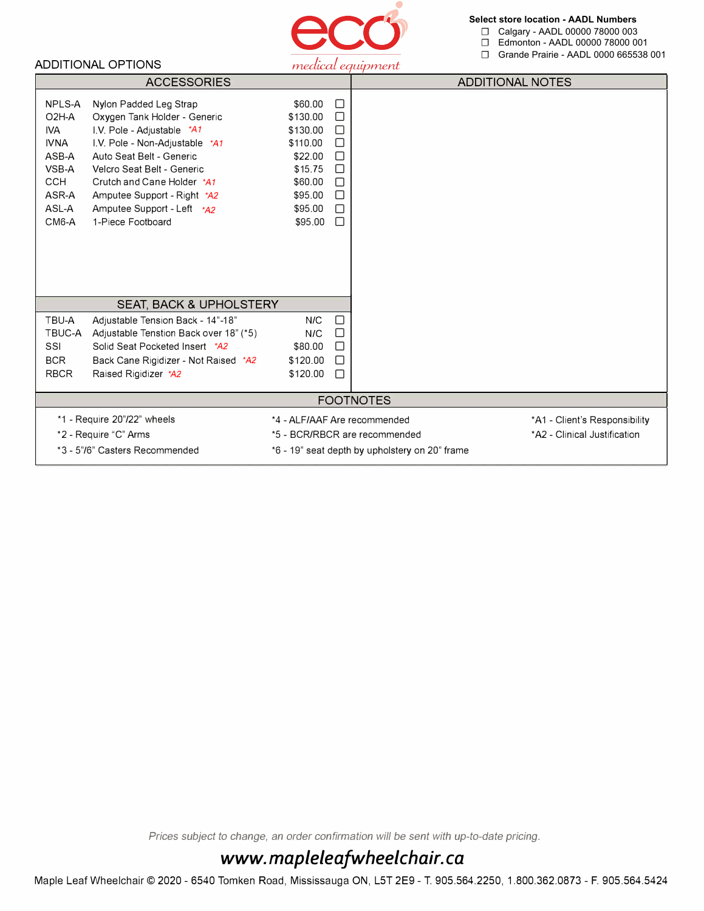eco medical equipment

**Select store location - AADL Numbers**

- ☐ Calgary - AADL 00000 78000 003
- ☐ Edmonton - AADL 00000 78000 001
- ☐ Grande Prairie - AADL 0000 665538 001

## ADDITIONAL OPTIONS

### ACCESSORIES

| | | | |
|---|---|---|---|
| NPLS-A | Nylon Padded Leg Strap | $60.00 | ☐ |
| O2H-A | Oxygen Tank Holder - Generic | $130.00 | ☐ |
| IVA | I.V. Pole - Adjustable *A1 | $130.00 | ☐ |
| IVNA | I.V. Pole - Non-Adjustable *A1 | $110.00 | ☐ |
| ASB-A | Auto Seat Belt - Generic | $22.00 | ☐ |
| VSB-A | Velcro Seat Belt - Generic | $15.75 | ☐ |
| CCH | Crutch and Cane Holder *A1 | $60.00 | ☐ |
| ASR-A | Amputee Support - Right *A2 | $95.00 | ☐ |
| ASL-A | Amputee Support - Left *A2 | $95.00 | ☐ |
| CM6-A | 1-Piece Footboard | $95.00 | ☐ |

### SEAT, BACK & UPHOLSTERY

| | | | |
|---|---|---|---|
| TBU-A | Adjustable Tension Back - 14"-18" | N/C | ☐ |
| TBUC-A | Adjustable Tension Back over 18" (*5) | N/C | ☐ |
| SSI | Solid Seat Pocketed Insert *A2 | $80.00 | ☐ |
| BCR | Back Cane Rigidizer - Not Raised *A2 | $120.00 | ☐ |
| RBCR | Raised Rigidizer *A2 | $120.00 | ☐ |

### ADDITIONAL NOTES

### FOOTNOTES

*1 - Require 20"/22" wheels
*2 - Require "C" Arms
*3 - 5"/6" Casters Recommended
*4 - ALF/AAF Are recommended
*5 - BCR/RBCR are recommended
*6 - 19" seat depth by upholstery on 20" frame
*A1 - Client's Responsibility
*A2 - Clinical Justification

*Prices subject to change, an order confirmation will be sent with up-to-date pricing.*

***www.mapleleafwheelchair.ca***

Maple Leaf Wheelchair © 2020 - 6540 Tomken Road, Mississauga ON, L5T 2E9 - T. 905.564.2250, 1.800.362.0873 - F. 905.564.5424